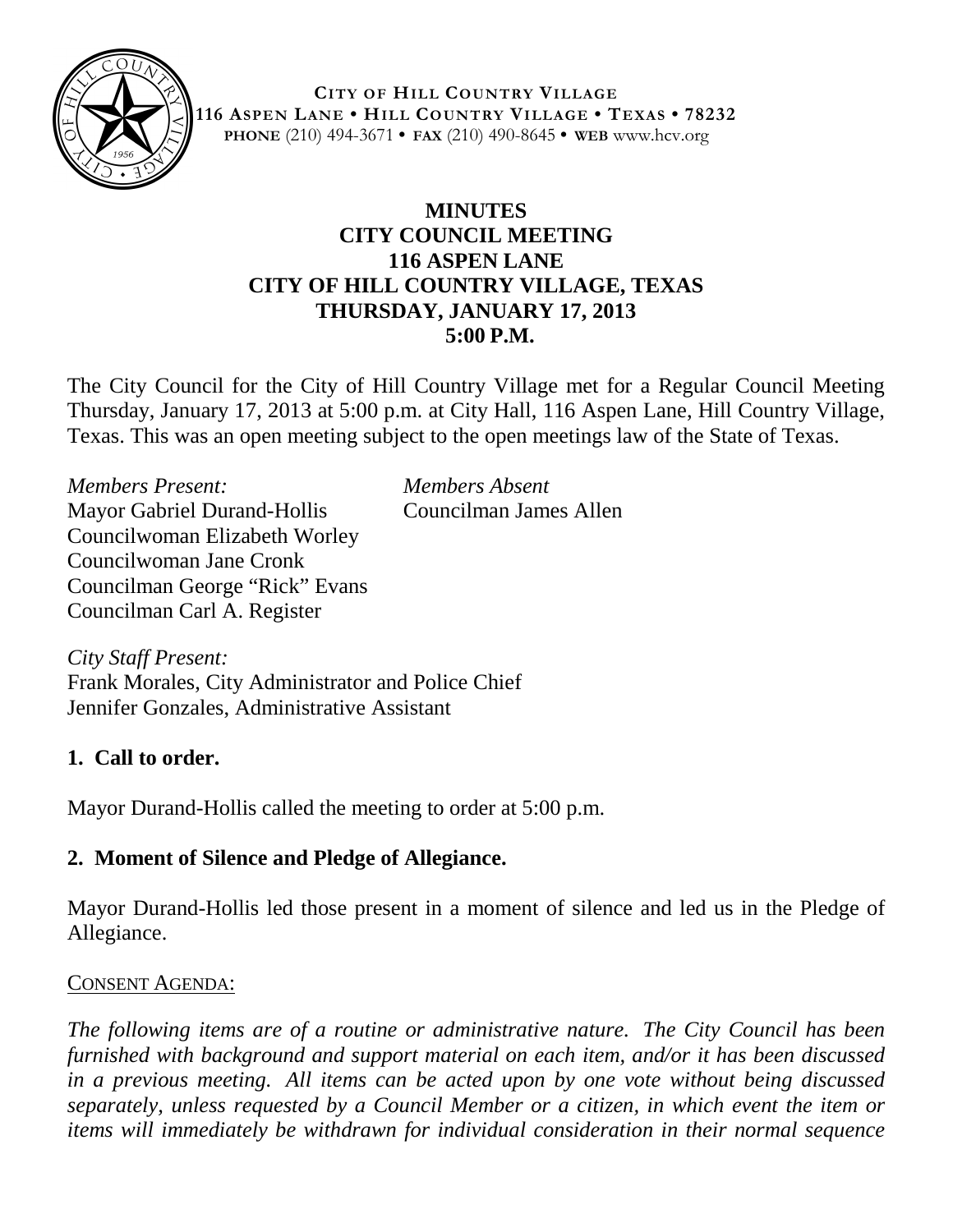**CITY OF HILL COUNTRY VILLAGE**
**116 ASPEN LANE • HILL COUNTRY VILLAGE • TEXAS • 78232**
**PHONE** (210) 494-3671 • **FAX** (210) 490-8645 • **WEB** www.hcv.org

# MINUTES
## CITY COUNCIL MEETING
## 116 ASPEN LANE
## CITY OF HILL COUNTRY VILLAGE, TEXAS
## THURSDAY, JANUARY 17, 2013
## 5:00 P.M.

The City Council for the City of Hill Country Village met for a Regular Council Meeting Thursday, January 17, 2013 at 5:00 p.m. at City Hall, 116 Aspen Lane, Hill Country Village, Texas. This was an open meeting subject to the open meetings law of the State of Texas.

*Members Present:*
Mayor Gabriel Durand-Hollis
Councilwoman Elizabeth Worley
Councilwoman Jane Cronk
Councilman George "Rick" Evans
Councilman Carl A. Register

*Members Absent*
Councilman James Allen

*City Staff Present:*
Frank Morales, City Administrator and Police Chief
Jennifer Gonzales, Administrative Assistant

**1. Call to order.**

Mayor Durand-Hollis called the meeting to order at 5:00 p.m.

**2. Moment of Silence and Pledge of Allegiance.**

Mayor Durand-Hollis led those present in a moment of silence and led us in the Pledge of Allegiance.

CONSENT AGENDA:

*The following items are of a routine or administrative nature. The City Council has been furnished with background and support material on each item, and/or it has been discussed in a previous meeting. All items can be acted upon by one vote without being discussed separately, unless requested by a Council Member or a citizen, in which event the item or items will immediately be withdrawn for individual consideration in their normal sequence*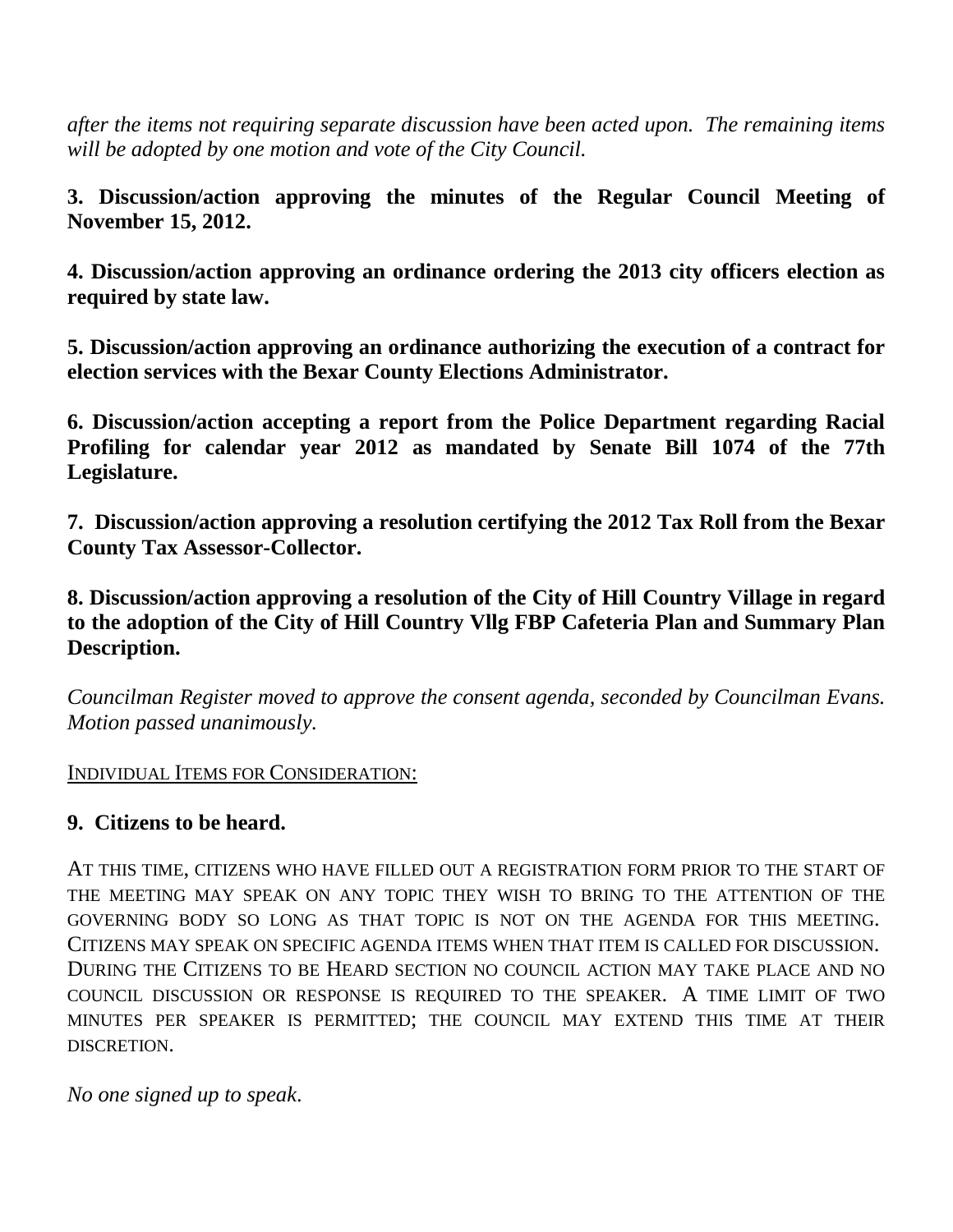*after the items not requiring separate discussion have been acted upon. The remaining items will be adopted by one motion and vote of the City Council.*

**3. Discussion/action approving the minutes of the Regular Council Meeting of November 15, 2012.**

**4. Discussion/action approving an ordinance ordering the 2013 city officers election as required by state law.**

**5. Discussion/action approving an ordinance authorizing the execution of a contract for election services with the Bexar County Elections Administrator.**

**6. Discussion/action accepting a report from the Police Department regarding Racial Profiling for calendar year 2012 as mandated by Senate Bill 1074 of the 77th Legislature.**

**7. Discussion/action approving a resolution certifying the 2012 Tax Roll from the Bexar County Tax Assessor-Collector.**

**8. Discussion/action approving a resolution of the City of Hill Country Village in regard to the adoption of the City of Hill Country Vllg FBP Cafeteria Plan and Summary Plan Description.**

*Councilman Register moved to approve the consent agenda, seconded by Councilman Evans. Motion passed unanimously.*

INDIVIDUAL ITEMS FOR CONSIDERATION:

## 9. Citizens to be heard.

AT THIS TIME, CITIZENS WHO HAVE FILLED OUT A REGISTRATION FORM PRIOR TO THE START OF THE MEETING MAY SPEAK ON ANY TOPIC THEY WISH TO BRING TO THE ATTENTION OF THE GOVERNING BODY SO LONG AS THAT TOPIC IS NOT ON THE AGENDA FOR THIS MEETING. CITIZENS MAY SPEAK ON SPECIFIC AGENDA ITEMS WHEN THAT ITEM IS CALLED FOR DISCUSSION. DURING THE CITIZENS TO BE HEARD SECTION NO COUNCIL ACTION MAY TAKE PLACE AND NO COUNCIL DISCUSSION OR RESPONSE IS REQUIRED TO THE SPEAKER. A TIME LIMIT OF TWO MINUTES PER SPEAKER IS PERMITTED; THE COUNCIL MAY EXTEND THIS TIME AT THEIR DISCRETION.

*No one signed up to speak.*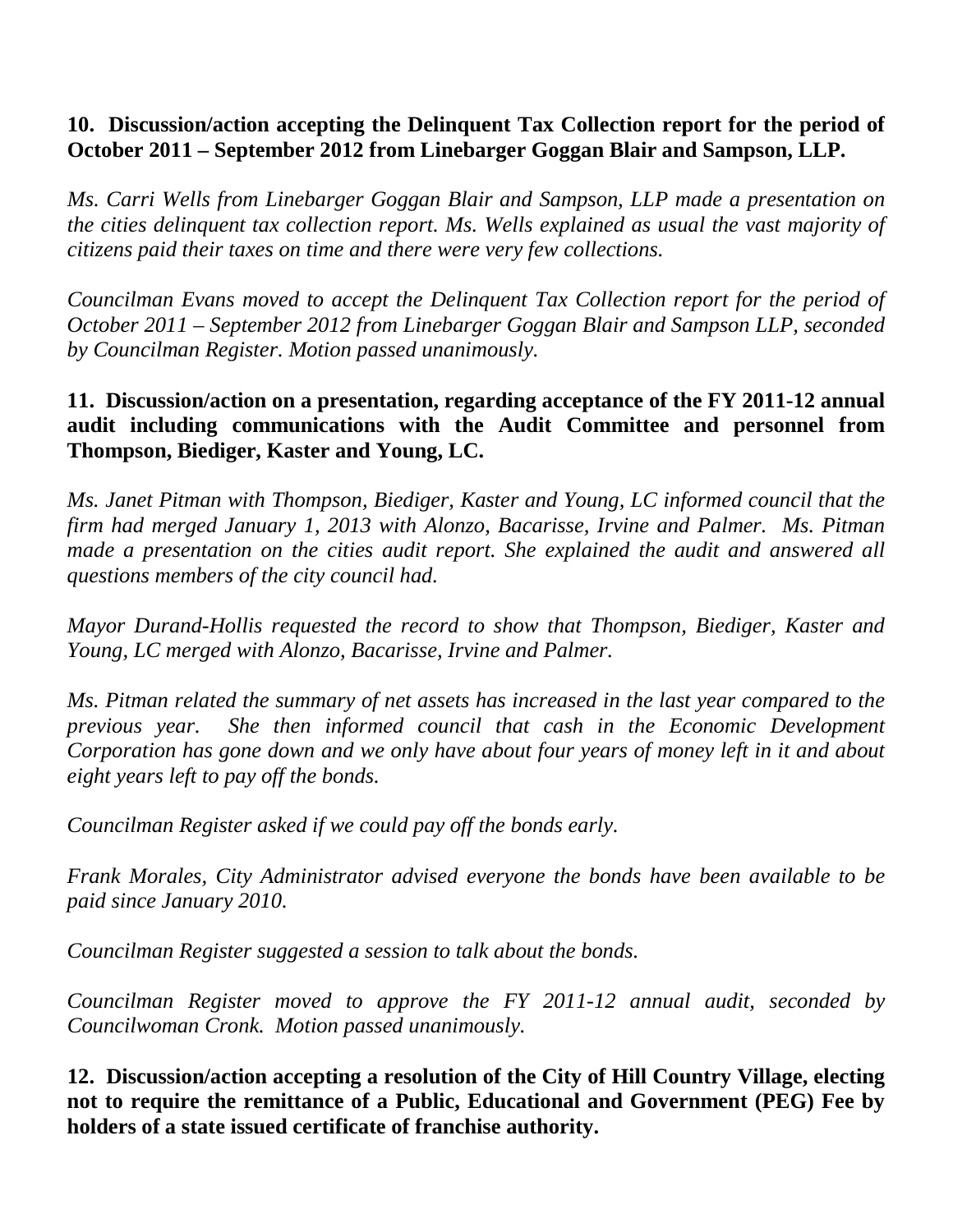**10. Discussion/action accepting the Delinquent Tax Collection report for the period of October 2011 – September 2012 from Linebarger Goggan Blair and Sampson, LLP.**

*Ms. Carri Wells from Linebarger Goggan Blair and Sampson, LLP made a presentation on the cities delinquent tax collection report. Ms. Wells explained as usual the vast majority of citizens paid their taxes on time and there were very few collections.*

*Councilman Evans moved to accept the Delinquent Tax Collection report for the period of October 2011 – September 2012 from Linebarger Goggan Blair and Sampson LLP, seconded by Councilman Register. Motion passed unanimously.*

**11. Discussion/action on a presentation, regarding acceptance of the FY 2011-12 annual audit including communications with the Audit Committee and personnel from Thompson, Biediger, Kaster and Young, LC.**

*Ms. Janet Pitman with Thompson, Biediger, Kaster and Young, LC informed council that the firm had merged January 1, 2013 with Alonzo, Bacarisse, Irvine and Palmer. Ms. Pitman made a presentation on the cities audit report. She explained the audit and answered all questions members of the city council had.*

*Mayor Durand-Hollis requested the record to show that Thompson, Biediger, Kaster and Young, LC merged with Alonzo, Bacarisse, Irvine and Palmer.*

*Ms. Pitman related the summary of net assets has increased in the last year compared to the previous year. She then informed council that cash in the Economic Development Corporation has gone down and we only have about four years of money left in it and about eight years left to pay off the bonds.*

*Councilman Register asked if we could pay off the bonds early.*

*Frank Morales, City Administrator advised everyone the bonds have been available to be paid since January 2010.*

*Councilman Register suggested a session to talk about the bonds.*

*Councilman Register moved to approve the FY 2011-12 annual audit, seconded by Councilwoman Cronk. Motion passed unanimously.*

**12. Discussion/action accepting a resolution of the City of Hill Country Village, electing not to require the remittance of a Public, Educational and Government (PEG) Fee by holders of a state issued certificate of franchise authority.**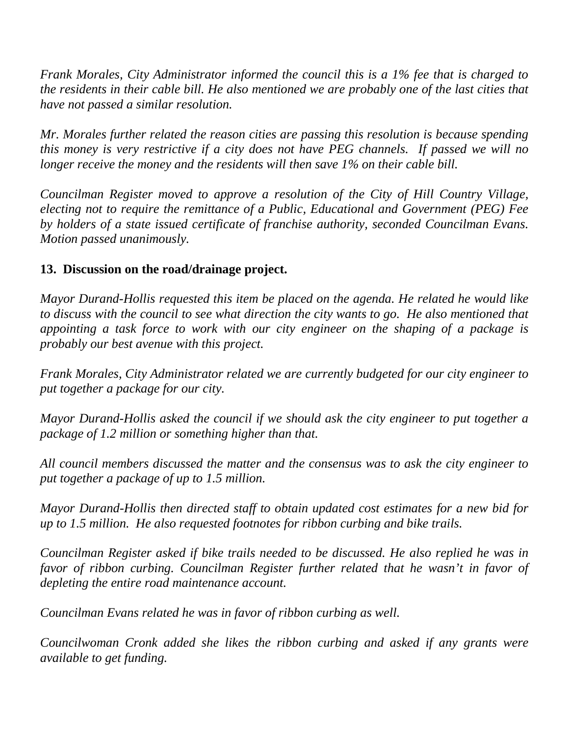*Frank Morales, City Administrator informed the council this is a 1% fee that is charged to the residents in their cable bill. He also mentioned we are probably one of the last cities that have not passed a similar resolution.*

*Mr. Morales further related the reason cities are passing this resolution is because spending this money is very restrictive if a city does not have PEG channels. If passed we will no longer receive the money and the residents will then save 1% on their cable bill.*

*Councilman Register moved to approve a resolution of the City of Hill Country Village, electing not to require the remittance of a Public, Educational and Government (PEG) Fee by holders of a state issued certificate of franchise authority, seconded Councilman Evans. Motion passed unanimously.*

**13. Discussion on the road/drainage project.**

*Mayor Durand-Hollis requested this item be placed on the agenda. He related he would like to discuss with the council to see what direction the city wants to go. He also mentioned that appointing a task force to work with our city engineer on the shaping of a package is probably our best avenue with this project.*

*Frank Morales, City Administrator related we are currently budgeted for our city engineer to put together a package for our city.*

*Mayor Durand-Hollis asked the council if we should ask the city engineer to put together a package of 1.2 million or something higher than that.*

*All council members discussed the matter and the consensus was to ask the city engineer to put together a package of up to 1.5 million.*

*Mayor Durand-Hollis then directed staff to obtain updated cost estimates for a new bid for up to 1.5 million. He also requested footnotes for ribbon curbing and bike trails.*

*Councilman Register asked if bike trails needed to be discussed. He also replied he was in favor of ribbon curbing. Councilman Register further related that he wasn't in favor of depleting the entire road maintenance account.*

*Councilman Evans related he was in favor of ribbon curbing as well.*

*Councilwoman Cronk added she likes the ribbon curbing and asked if any grants were available to get funding.*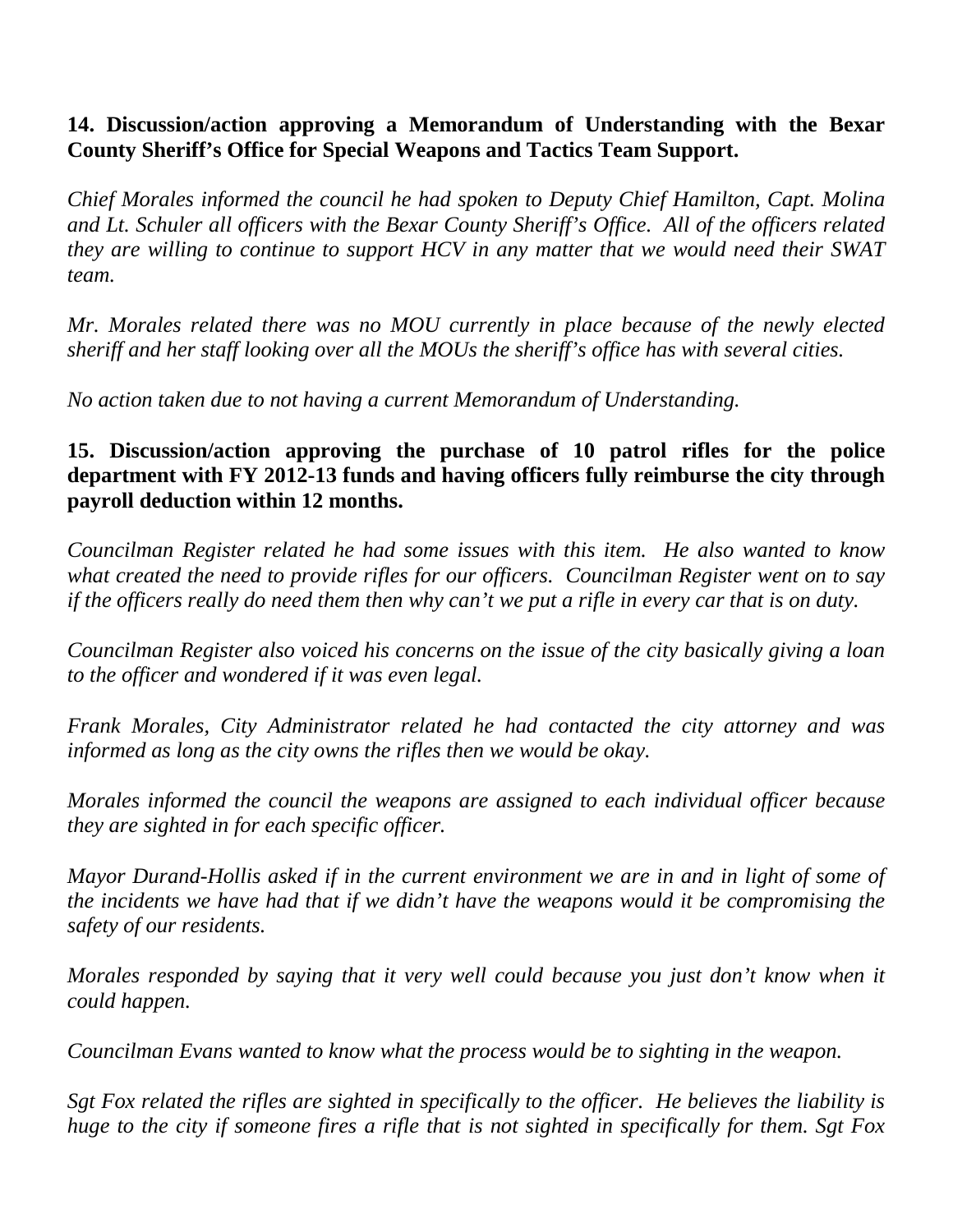**14. Discussion/action approving a Memorandum of Understanding with the Bexar County Sheriff's Office for Special Weapons and Tactics Team Support.**

*Chief Morales informed the council he had spoken to Deputy Chief Hamilton, Capt. Molina and Lt. Schuler all officers with the Bexar County Sheriff's Office. All of the officers related they are willing to continue to support HCV in any matter that we would need their SWAT team.*

*Mr. Morales related there was no MOU currently in place because of the newly elected sheriff and her staff looking over all the MOUs the sheriff's office has with several cities.*

*No action taken due to not having a current Memorandum of Understanding.*

**15. Discussion/action approving the purchase of 10 patrol rifles for the police department with FY 2012-13 funds and having officers fully reimburse the city through payroll deduction within 12 months.**

*Councilman Register related he had some issues with this item. He also wanted to know what created the need to provide rifles for our officers. Councilman Register went on to say if the officers really do need them then why can't we put a rifle in every car that is on duty.*

*Councilman Register also voiced his concerns on the issue of the city basically giving a loan to the officer and wondered if it was even legal.*

*Frank Morales, City Administrator related he had contacted the city attorney and was informed as long as the city owns the rifles then we would be okay.*

*Morales informed the council the weapons are assigned to each individual officer because they are sighted in for each specific officer.*

*Mayor Durand-Hollis asked if in the current environment we are in and in light of some of the incidents we have had that if we didn't have the weapons would it be compromising the safety of our residents.*

*Morales responded by saying that it very well could because you just don't know when it could happen.*

*Councilman Evans wanted to know what the process would be to sighting in the weapon.*

*Sgt Fox related the rifles are sighted in specifically to the officer. He believes the liability is huge to the city if someone fires a rifle that is not sighted in specifically for them. Sgt Fox*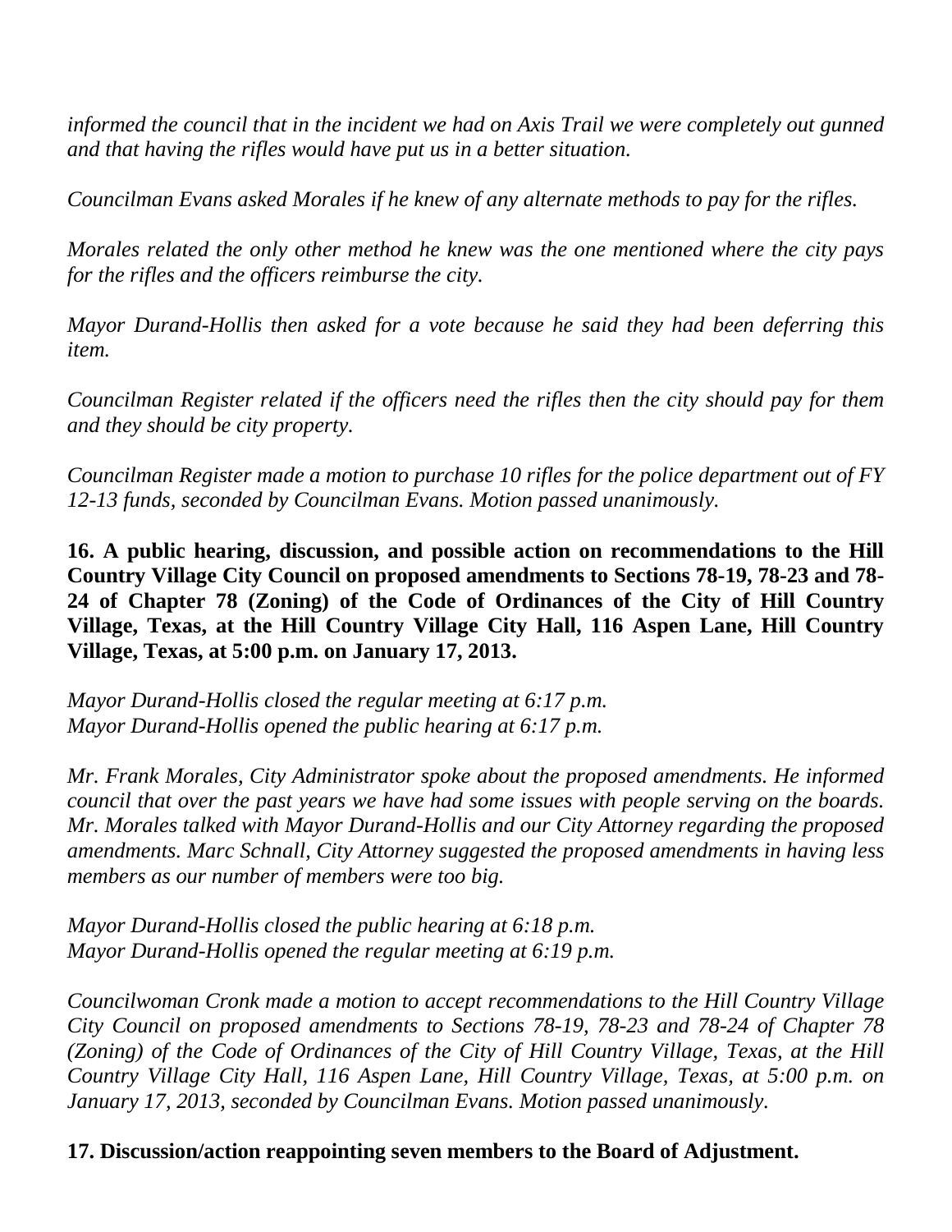*informed the council that in the incident we had on Axis Trail we were completely out gunned and that having the rifles would have put us in a better situation.*

*Councilman Evans asked Morales if he knew of any alternate methods to pay for the rifles.*

*Morales related the only other method he knew was the one mentioned where the city pays for the rifles and the officers reimburse the city.*

*Mayor Durand-Hollis then asked for a vote because he said they had been deferring this item.*

*Councilman Register related if the officers need the rifles then the city should pay for them and they should be city property.*

*Councilman Register made a motion to purchase 10 rifles for the police department out of FY 12-13 funds, seconded by Councilman Evans. Motion passed unanimously.*

**16. A public hearing, discussion, and possible action on recommendations to the Hill Country Village City Council on proposed amendments to Sections 78-19, 78-23 and 78-24 of Chapter 78 (Zoning) of the Code of Ordinances of the City of Hill Country Village, Texas, at the Hill Country Village City Hall, 116 Aspen Lane, Hill Country Village, Texas, at 5:00 p.m. on January 17, 2013.**

*Mayor Durand-Hollis closed the regular meeting at 6:17 p.m.*
*Mayor Durand-Hollis opened the public hearing at 6:17 p.m.*

*Mr. Frank Morales, City Administrator spoke about the proposed amendments. He informed council that over the past years we have had some issues with people serving on the boards. Mr. Morales talked with Mayor Durand-Hollis and our City Attorney regarding the proposed amendments. Marc Schnall, City Attorney suggested the proposed amendments in having less members as our number of members were too big.*

*Mayor Durand-Hollis closed the public hearing at 6:18 p.m.*
*Mayor Durand-Hollis opened the regular meeting at 6:19 p.m.*

*Councilwoman Cronk made a motion to accept recommendations to the Hill Country Village City Council on proposed amendments to Sections 78-19, 78-23 and 78-24 of Chapter 78 (Zoning) of the Code of Ordinances of the City of Hill Country Village, Texas, at the Hill Country Village City Hall, 116 Aspen Lane, Hill Country Village, Texas, at 5:00 p.m. on January 17, 2013, seconded by Councilman Evans. Motion passed unanimously.*

**17. Discussion/action reappointing seven members to the Board of Adjustment.**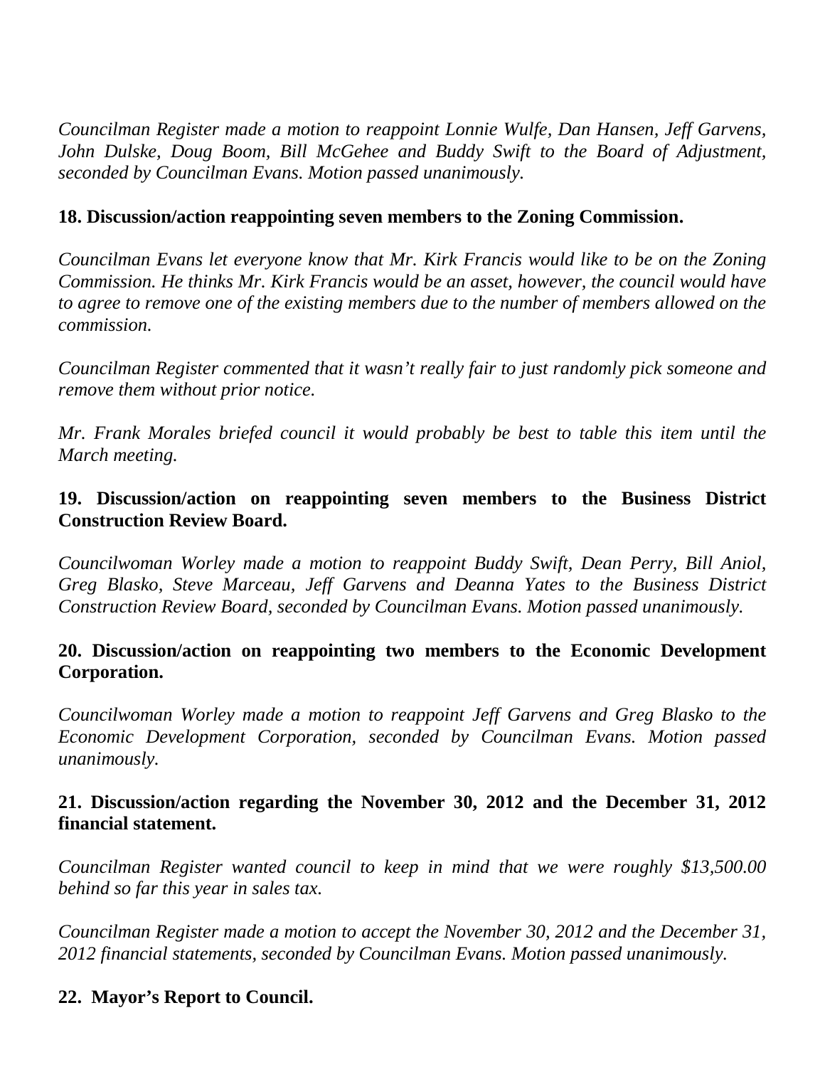*Councilman Register made a motion to reappoint Lonnie Wulfe, Dan Hansen, Jeff Garvens, John Dulske, Doug Boom, Bill McGehee and Buddy Swift to the Board of Adjustment, seconded by Councilman Evans. Motion passed unanimously.*

**18. Discussion/action reappointing seven members to the Zoning Commission.**

*Councilman Evans let everyone know that Mr. Kirk Francis would like to be on the Zoning Commission. He thinks Mr. Kirk Francis would be an asset, however, the council would have to agree to remove one of the existing members due to the number of members allowed on the commission.*

*Councilman Register commented that it wasn't really fair to just randomly pick someone and remove them without prior notice.*

*Mr. Frank Morales briefed council it would probably be best to table this item until the March meeting.*

**19. Discussion/action on reappointing seven members to the Business District Construction Review Board.**

*Councilwoman Worley made a motion to reappoint Buddy Swift, Dean Perry, Bill Aniol, Greg Blasko, Steve Marceau, Jeff Garvens and Deanna Yates to the Business District Construction Review Board, seconded by Councilman Evans. Motion passed unanimously.*

**20. Discussion/action on reappointing two members to the Economic Development Corporation.**

*Councilwoman Worley made a motion to reappoint Jeff Garvens and Greg Blasko to the Economic Development Corporation, seconded by Councilman Evans. Motion passed unanimously.*

**21. Discussion/action regarding the November 30, 2012 and the December 31, 2012 financial statement.**

*Councilman Register wanted council to keep in mind that we were roughly $13,500.00 behind so far this year in sales tax.*

*Councilman Register made a motion to accept the November 30, 2012 and the December 31, 2012 financial statements, seconded by Councilman Evans. Motion passed unanimously.*

**22. Mayor's Report to Council.**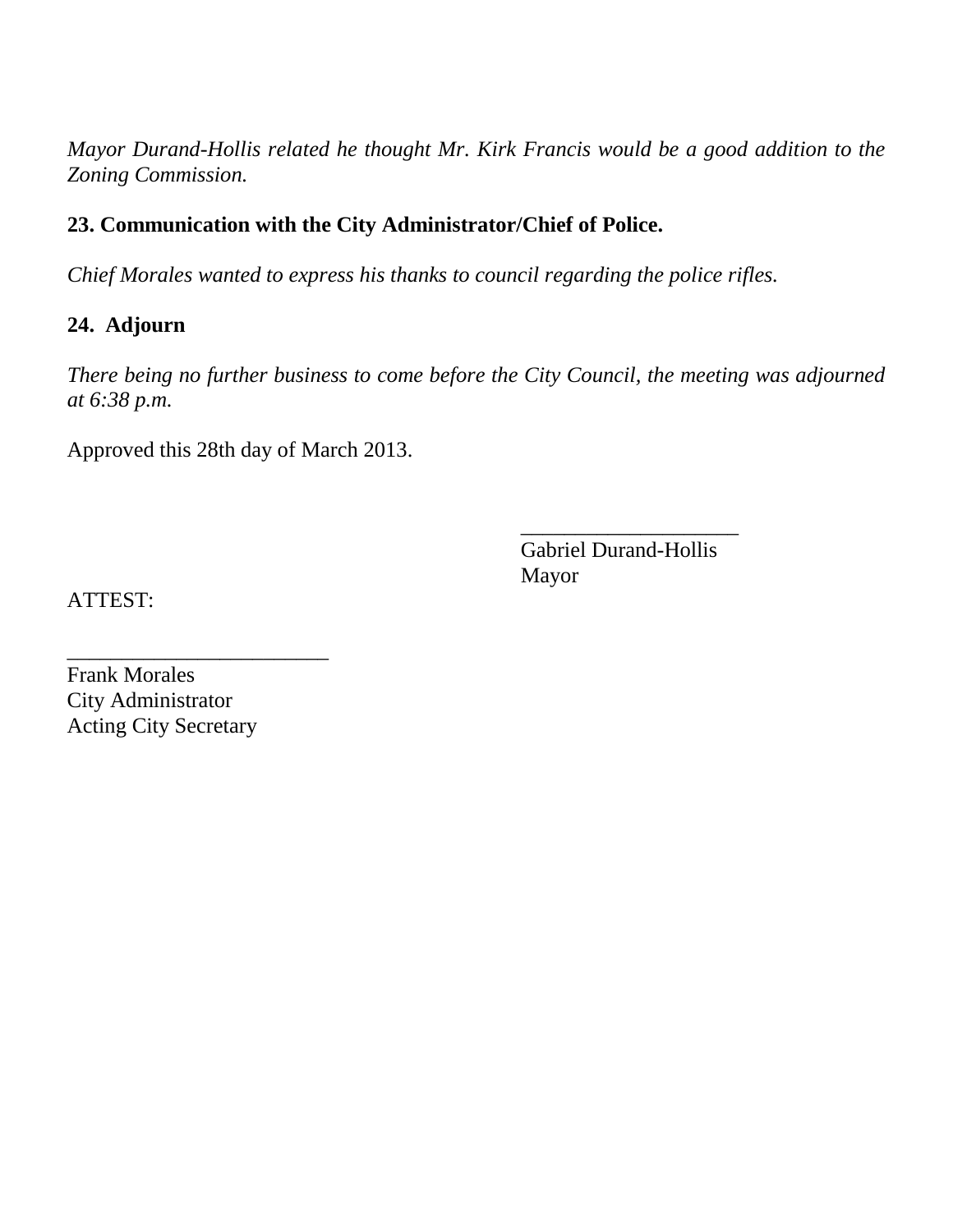*Mayor Durand-Hollis related he thought Mr. Kirk Francis would be a good addition to the Zoning Commission.*

**23. Communication with the City Administrator/Chief of Police.**

*Chief Morales wanted to express his thanks to council regarding the police rifles.*

**24. Adjourn**

*There being no further business to come before the City Council, the meeting was adjourned at 6:38 p.m.*

Approved this 28th day of March 2013.

____________________
Gabriel Durand-Hollis
Mayor

ATTEST:

________________________
Frank Morales
City Administrator
Acting City Secretary